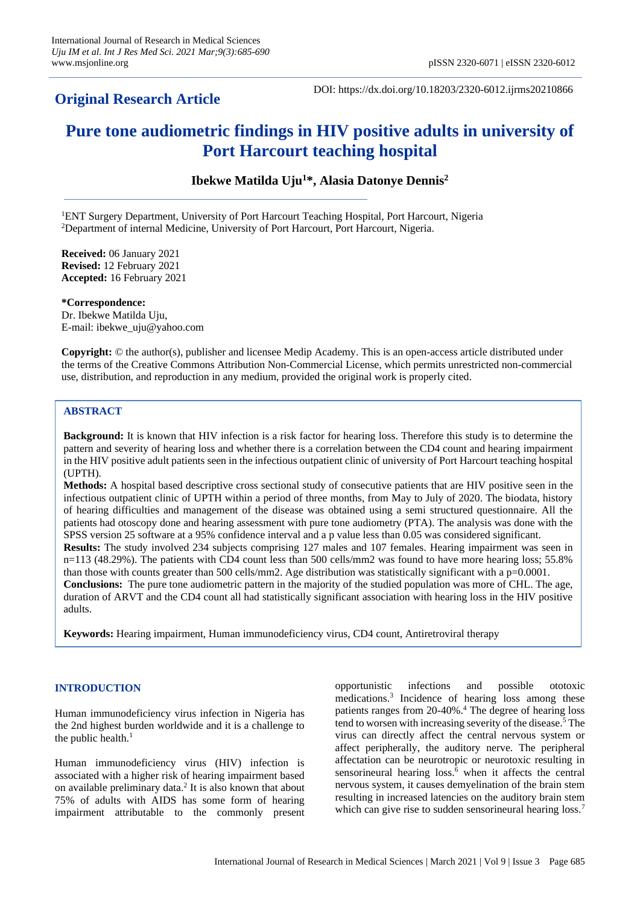**Original Research Article**

DOI: https://dx.doi.org/10.18203/2320-6012.ijrms20210866

# Pure tone audiometric findings in HIV positive adults in university of Port Harcourt teaching hospital

**Ibekwe Matilda Uju[1]*, Alasia Datonye Dennis[2]**

[1]ENT Surgery Department, University of Port Harcourt Teaching Hospital, Port Harcourt, Nigeria
[2]Department of internal Medicine, University of Port Harcourt, Port Harcourt, Nigeria.

**Received:** 06 January 2021
**Revised:** 12 February 2021
**Accepted:** 16 February 2021

***Correspondence:**
Dr. Ibekwe Matilda Uju,
E-mail: ibekwe_uju@yahoo.com

**Copyright:** © the author(s), publisher and licensee Medip Academy. This is an open-access article distributed under the terms of the Creative Commons Attribution Non-Commercial License, which permits unrestricted non-commercial use, distribution, and reproduction in any medium, provided the original work is properly cited.

## ABSTRACT

**Background:** It is known that HIV infection is a risk factor for hearing loss. Therefore this study is to determine the pattern and severity of hearing loss and whether there is a correlation between the CD4 count and hearing impairment in the HIV positive adult patients seen in the infectious outpatient clinic of university of Port Harcourt teaching hospital (UPTH).

**Methods:** A hospital based descriptive cross sectional study of consecutive patients that are HIV positive seen in the infectious outpatient clinic of UPTH within a period of three months, from May to July of 2020. The biodata, history of hearing difficulties and management of the disease was obtained using a semi structured questionnaire. All the patients had otoscopy done and hearing assessment with pure tone audiometry (PTA). The analysis was done with the SPSS version 25 software at a 95% confidence interval and a p value less than 0.05 was considered significant.

**Results:** The study involved 234 subjects comprising 127 males and 107 females. Hearing impairment was seen in n=113 (48.29%). The patients with CD4 count less than 500 cells/mm2 was found to have more hearing loss; 55.8% than those with counts greater than 500 cells/mm2. Age distribution was statistically significant with a p=0.0001.

**Conclusions:** The pure tone audiometric pattern in the majority of the studied population was more of CHL. The age, duration of ARVT and the CD4 count all had statistically significant association with hearing loss in the HIV positive adults.

**Keywords:** Hearing impairment, Human immunodeficiency virus, CD4 count, Antiretroviral therapy

## INTRODUCTION

Human immunodeficiency virus infection in Nigeria has the 2nd highest burden worldwide and it is a challenge to the public health.[1]

Human immunodeficiency virus (HIV) infection is associated with a higher risk of hearing impairment based on available preliminary data.[2] It is also known that about 75% of adults with AIDS has some form of hearing impairment attributable to the commonly present opportunistic infections and possible ototoxic medications.[3] Incidence of hearing loss among these patients ranges from 20-40%.[4] The degree of hearing loss tend to worsen with increasing severity of the disease.[5] The virus can directly affect the central nervous system or affect peripherally, the auditory nerve. The peripheral affectation can be neurotropic or neurotoxic resulting in sensorineural hearing loss.[6] when it affects the central nervous system, it causes demyelination of the brain stem resulting in increased latencies on the auditory brain stem which can give rise to sudden sensorineural hearing loss.[7]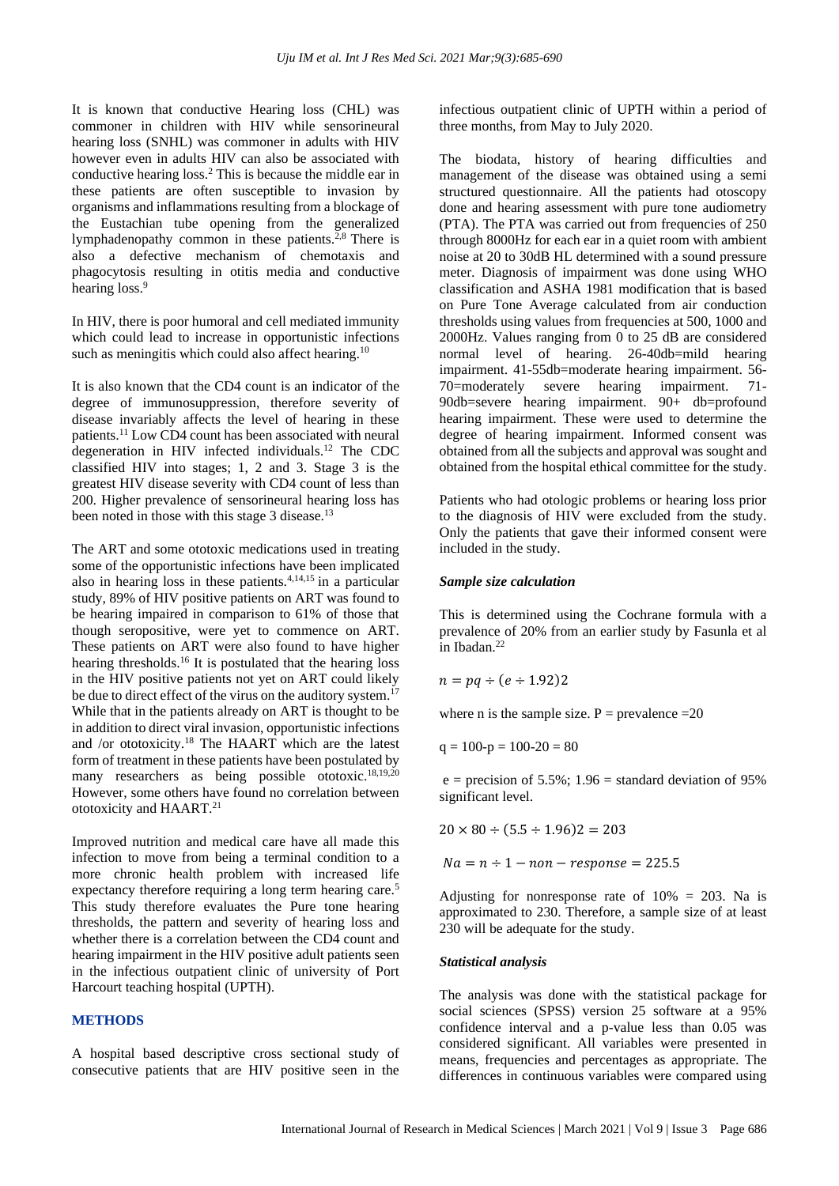It is known that conductive Hearing loss (CHL) was commoner in children with HIV while sensorineural hearing loss (SNHL) was commoner in adults with HIV however even in adults HIV can also be associated with conductive hearing loss.[2] This is because the middle ear in these patients are often susceptible to invasion by organisms and inflammations resulting from a blockage of the Eustachian tube opening from the generalized lymphadenopathy common in these patients.[2,8] There is also a defective mechanism of chemotaxis and phagocytosis resulting in otitis media and conductive hearing loss.[9]

In HIV, there is poor humoral and cell mediated immunity which could lead to increase in opportunistic infections such as meningitis which could also affect hearing.[10]

It is also known that the CD4 count is an indicator of the degree of immunosuppression, therefore severity of disease invariably affects the level of hearing in these patients.[11] Low CD4 count has been associated with neural degeneration in HIV infected individuals.[12] The CDC classified HIV into stages; 1, 2 and 3. Stage 3 is the greatest HIV disease severity with CD4 count of less than 200. Higher prevalence of sensorineural hearing loss has been noted in those with this stage 3 disease.[13]

The ART and some ototoxic medications used in treating some of the opportunistic infections have been implicated also in hearing loss in these patients.[4,14,15] in a particular study, 89% of HIV positive patients on ART was found to be hearing impaired in comparison to 61% of those that though seropositive, were yet to commence on ART. These patients on ART were also found to have higher hearing thresholds.[16] It is postulated that the hearing loss in the HIV positive patients not yet on ART could likely be due to direct effect of the virus on the auditory system.[17] While that in the patients already on ART is thought to be in addition to direct viral invasion, opportunistic infections and /or ototoxicity.[18] The HAART which are the latest form of treatment in these patients have been postulated by many researchers as being possible ototoxic.[18,19,20] However, some others have found no correlation between ototoxicity and HAART.[21]

Improved nutrition and medical care have all made this infection to move from being a terminal condition to a more chronic health problem with increased life expectancy therefore requiring a long term hearing care.[5] This study therefore evaluates the Pure tone hearing thresholds, the pattern and severity of hearing loss and whether there is a correlation between the CD4 count and hearing impairment in the HIV positive adult patients seen in the infectious outpatient clinic of university of Port Harcourt teaching hospital (UPTH).

## METHODS

A hospital based descriptive cross sectional study of consecutive patients that are HIV positive seen in the infectious outpatient clinic of UPTH within a period of three months, from May to July 2020.

The biodata, history of hearing difficulties and management of the disease was obtained using a semi structured questionnaire. All the patients had otoscopy done and hearing assessment with pure tone audiometry (PTA). The PTA was carried out from frequencies of 250 through 8000Hz for each ear in a quiet room with ambient noise at 20 to 30dB HL determined with a sound pressure meter. Diagnosis of impairment was done using WHO classification and ASHA 1981 modification that is based on Pure Tone Average calculated from air conduction thresholds using values from frequencies at 500, 1000 and 2000Hz. Values ranging from 0 to 25 dB are considered normal level of hearing. 26-40db=mild hearing impairment. 41-55db=moderate hearing impairment. 56-70=moderately severe hearing impairment. 71-90db=severe hearing impairment. 90+ db=profound hearing impairment. These were used to determine the degree of hearing impairment. Informed consent was obtained from all the subjects and approval was sought and obtained from the hospital ethical committee for the study.

Patients who had otologic problems or hearing loss prior to the diagnosis of HIV were excluded from the study. Only the patients that gave their informed consent were included in the study.

### *Sample size calculation*

This is determined using the Cochrane formula with a prevalence of 20% from an earlier study by Fasunla et al in Ibadan.[22]

$$n = pq \div (e \div 1.92)2$$

where n is the sample size. P = prevalence =20

q = 100-p = 100-20 = 80

e = precision of 5.5%; 1.96 = standard deviation of 95% significant level.

$$20 \times 80 \div (5.5 \div 1.96)2 = 203$$

$$Na = n \div 1 - non - response = 225.5$$

Adjusting for nonresponse rate of 10% = 203. Na is approximated to 230. Therefore, a sample size of at least 230 will be adequate for the study.

### *Statistical analysis*

The analysis was done with the statistical package for social sciences (SPSS) version 25 software at a 95% confidence interval and a p-value less than 0.05 was considered significant. All variables were presented in means, frequencies and percentages as appropriate. The differences in continuous variables were compared using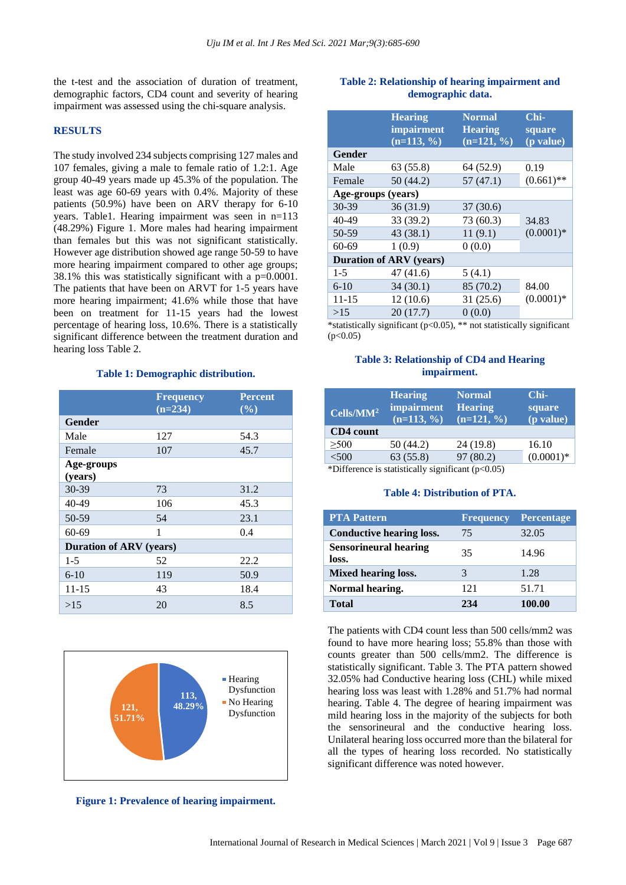the t-test and the association of duration of treatment, demographic factors, CD4 count and severity of hearing impairment was assessed using the chi-square analysis.

## RESULTS

The study involved 234 subjects comprising 127 males and 107 females, giving a male to female ratio of 1.2:1. Age group 40-49 years made up 45.3% of the population. The least was age 60-69 years with 0.4%. Majority of these patients (50.9%) have been on ARV therapy for 6-10 years. Table1. Hearing impairment was seen in n=113 (48.29%) Figure 1. More males had hearing impairment than females but this was not significant statistically. However age distribution showed age range 50-59 to have more hearing impairment compared to other age groups; 38.1% this was statistically significant with a p=0.0001. The patients that have been on ARVT for 1-5 years have more hearing impairment; 41.6% while those that have been on treatment for 11-15 years had the lowest percentage of hearing loss, 10.6%. There is a statistically significant difference between the treatment duration and hearing loss Table 2.

**Table 1: Demographic distribution.**

| | Frequency (n=234) | Percent (%) |
|---|---|---|
| **Gender** | | |
| Male | 127 | 54.3 |
| Female | 107 | 45.7 |
| **Age-groups (years)** | | |
| 30-39 | 73 | 31.2 |
| 40-49 | 106 | 45.3 |
| 50-59 | 54 | 23.1 |
| 60-69 | 1 | 0.4 |
| **Duration of ARV (years)** | | |
| 1-5 | 52 | 22.2 |
| 6-10 | 119 | 50.9 |
| 11-15 | 43 | 18.4 |
| >15 | 20 | 8.5 |

**Figure 1: Prevalence of hearing impairment.**

**Table 2: Relationship of hearing impairment and demographic data.**

| | Hearing impairment (n=113, %) | Normal Hearing (n=121, %) | Chi-square (p value) |
|---|---|---|---|
| **Gender** | | | |
| Male | 63 (55.8) | 64 (52.9) | 0.19 |
| Female | 50 (44.2) | 57 (47.1) | (0.661)** |
| **Age-groups (years)** | | | |
| 30-39 | 36 (31.9) | 37 (30.6) | |
| 40-49 | 33 (39.2) | 73 (60.3) | 34.83 |
| 50-59 | 43 (38.1) | 11 (9.1) | (0.0001)* |
| 60-69 | 1 (0.9) | 0 (0.0) | |
| **Duration of ARV (years)** | | | |
| 1-5 | 47 (41.6) | 5 (4.1) | |
| 6-10 | 34 (30.1) | 85 (70.2) | 84.00 |
| 11-15 | 12 (10.6) | 31 (25.6) | (0.0001)* |
| >15 | 20 (17.7) | 0 (0.0) | |

*statistically significant (p<0.05), ** not statistically significant (p<0.05)

**Table 3: Relationship of CD4 and Hearing impairment.**

| Cells/MM$^2$ | Hearing impairment (n=113, %) | Normal Hearing (n=121, %) | Chi-square (p value) |
|---|---|---|---|
| **CD4 count** | | | |
| ≥500 | 50 (44.2) | 24 (19.8) | 16.10 |
| <500 | 63 (55.8) | 97 (80.2) | (0.0001)* |

*Difference is statistically significant (p<0.05)

**Table 4: Distribution of PTA.**

| PTA Pattern | Frequency | Percentage |
|---|---|---|
| **Conductive hearing loss.** | 75 | 32.05 |
| **Sensorineural hearing loss.** | 35 | 14.96 |
| **Mixed hearing loss.** | 3 | 1.28 |
| **Normal hearing.** | 121 | 51.71 |
| **Total** | **234** | **100.00** |

The patients with CD4 count less than 500 cells/mm2 was found to have more hearing loss; 55.8% than those with counts greater than 500 cells/mm2. The difference is statistically significant. Table 3. The PTA pattern showed 32.05% had Conductive hearing loss (CHL) while mixed hearing loss was least with 1.28% and 51.7% had normal hearing. Table 4. The degree of hearing impairment was mild hearing loss in the majority of the subjects for both the sensorineural and the conductive hearing loss. Unilateral hearing loss occurred more than the bilateral for all the types of hearing loss recorded. No statistically significant difference was noted however.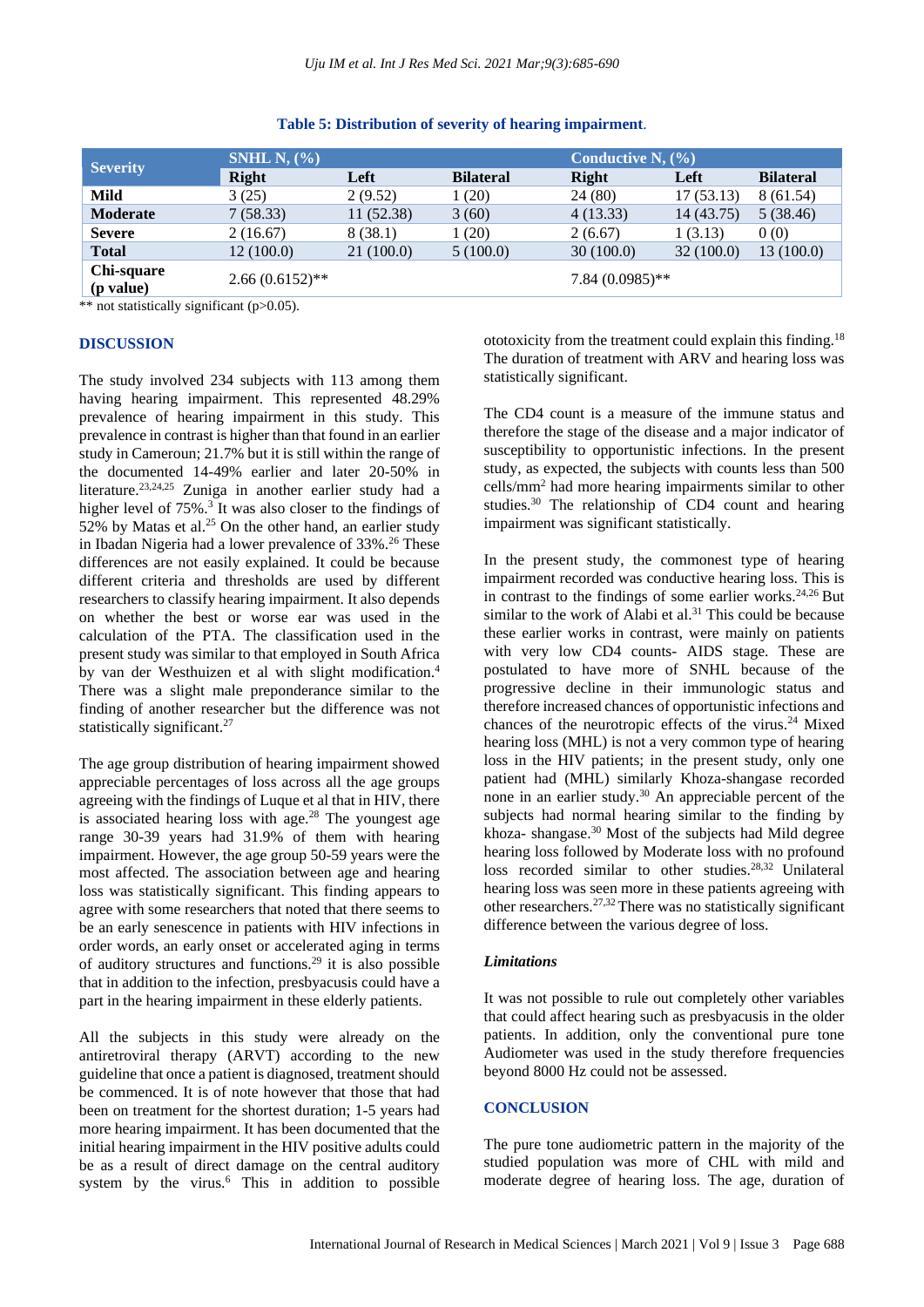**Table 5: Distribution of severity of hearing impairment.**

| Severity | SNHL N, (%) | | | Conductive N, (%) | | |
|---|---|---|---|---|---|---|
| | Right | Left | Bilateral | Right | Left | Bilateral |
| **Mild** | 3 (25) | 2 (9.52) | 1 (20) | 24 (80) | 17 (53.13) | 8 (61.54) |
| **Moderate** | 7 (58.33) | 11 (52.38) | 3 (60) | 4 (13.33) | 14 (43.75) | 5 (38.46) |
| **Severe** | 2 (16.67) | 8 (38.1) | 1 (20) | 2 (6.67) | 1 (3.13) | 0 (0) |
| **Total** | 12 (100.0) | 21 (100.0) | 5 (100.0) | 30 (100.0) | 32 (100.0) | 13 (100.0) |
| **Chi-square (p value)** | 2.66 (0.6152)** | | | 7.84 (0.0985)** | | |

** not statistically significant (p>0.05).

## DISCUSSION

The study involved 234 subjects with 113 among them having hearing impairment. This represented 48.29% prevalence of hearing impairment in this study. This prevalence in contrast is higher than that found in an earlier study in Cameroun; 21.7% but it is still within the range of the documented 14-49% earlier and later 20-50% in literature.[23,24,25] Zuniga in another earlier study had a higher level of 75%.[3] It was also closer to the findings of 52% by Matas et al.[25] On the other hand, an earlier study in Ibadan Nigeria had a lower prevalence of 33%.[26] These differences are not easily explained. It could be because different criteria and thresholds are used by different researchers to classify hearing impairment. It also depends on whether the best or worse ear was used in the calculation of the PTA. The classification used in the present study was similar to that employed in South Africa by van der Westhuizen et al with slight modification.[4] There was a slight male preponderance similar to the finding of another researcher but the difference was not statistically significant.[27]

The age group distribution of hearing impairment showed appreciable percentages of loss across all the age groups agreeing with the findings of Luque et al that in HIV, there is associated hearing loss with age.[28] The youngest age range 30-39 years had 31.9% of them with hearing impairment. However, the age group 50-59 years were the most affected. The association between age and hearing loss was statistically significant. This finding appears to agree with some researchers that noted that there seems to be an early senescence in patients with HIV infections in order words, an early onset or accelerated aging in terms of auditory structures and functions.[29] it is also possible that in addition to the infection, presbyacusis could have a part in the hearing impairment in these elderly patients.

All the subjects in this study were already on the antiretroviral therapy (ARVT) according to the new guideline that once a patient is diagnosed, treatment should be commenced. It is of note however that those that had been on treatment for the shortest duration; 1-5 years had more hearing impairment. It has been documented that the initial hearing impairment in the HIV positive adults could be as a result of direct damage on the central auditory system by the virus.[6] This in addition to possible ototoxicity from the treatment could explain this finding.[18] The duration of treatment with ARV and hearing loss was statistically significant.

The CD4 count is a measure of the immune status and therefore the stage of the disease and a major indicator of susceptibility to opportunistic infections. In the present study, as expected, the subjects with counts less than 500 cells/mm$^2$ had more hearing impairments similar to other studies.[30] The relationship of CD4 count and hearing impairment was significant statistically.

In the present study, the commonest type of hearing impairment recorded was conductive hearing loss. This is in contrast to the findings of some earlier works.[24,26] But similar to the work of Alabi et al.[31] This could be because these earlier works in contrast, were mainly on patients with very low CD4 counts- AIDS stage. These are postulated to have more of SNHL because of the progressive decline in their immunologic status and therefore increased chances of opportunistic infections and chances of the neurotropic effects of the virus.[24] Mixed hearing loss (MHL) is not a very common type of hearing loss in the HIV patients; in the present study, only one patient had (MHL) similarly Khoza-shangase recorded none in an earlier study.[30] An appreciable percent of the subjects had normal hearing similar to the finding by khoza- shangase.[30] Most of the subjects had Mild degree hearing loss followed by Moderate loss with no profound loss recorded similar to other studies.[28,32] Unilateral hearing loss was seen more in these patients agreeing with other researchers.[27,32] There was no statistically significant difference between the various degree of loss.

### *Limitations*

It was not possible to rule out completely other variables that could affect hearing such as presbyacusis in the older patients. In addition, only the conventional pure tone Audiometer was used in the study therefore frequencies beyond 8000 Hz could not be assessed.

## CONCLUSION

The pure tone audiometric pattern in the majority of the studied population was more of CHL with mild and moderate degree of hearing loss. The age, duration of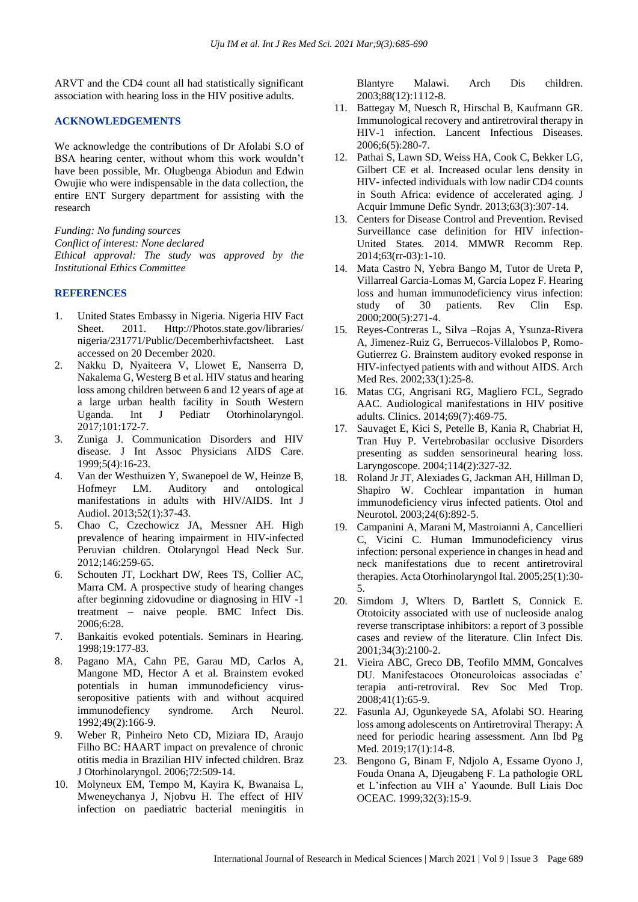ARVT and the CD4 count all had statistically significant association with hearing loss in the HIV positive adults.

## ACKNOWLEDGEMENTS

We acknowledge the contributions of Dr Afolabi S.O of BSA hearing center, without whom this work wouldn't have been possible, Mr. Olugbenga Abiodun and Edwin Owujie who were indispensable in the data collection, the entire ENT Surgery department for assisting with the research

*Funding: No funding sources*
*Conflict of interest: None declared*
*Ethical approval: The study was approved by the Institutional Ethics Committee*

## REFERENCES

1. United States Embassy in Nigeria. Nigeria HIV Fact Sheet. 2011. Http://Photos.state.gov/libraries/nigeria/231771/Public/Decemberhivfactsheet. Last accessed on 20 December 2020.
2. Nakku D, Nyaiteera V, Llowet E, Nanserra D, Nakalema G, Westerg B et al. HIV status and hearing loss among children between 6 and 12 years of age at a large urban health facility in South Western Uganda. Int J Pediatr Otorhinolaryngol. 2017;101:172-7.
3. Zuniga J. Communication Disorders and HIV disease. J Int Assoc Physicians AIDS Care. 1999;5(4):16-23.
4. Van der Westhuizen Y, Swanepoel de W, Heinze B, Hofmeyr LM. Auditory and ontological manifestations in adults with HIV/AIDS. Int J Audiol. 2013;52(1):37-43.
5. Chao C, Czechowicz JA, Messner AH. High prevalence of hearing impairment in HIV-infected Peruvian children. Otolaryngol Head Neck Sur. 2012;146:259-65.
6. Schouten JT, Lockhart DW, Rees TS, Collier AC, Marra CM. A prospective study of hearing changes after beginning zidovudine or diagnosing in HIV -1 treatment – naive people. BMC Infect Dis. 2006;6:28.
7. Bankaitis evoked potentials. Seminars in Hearing. 1998;19:177-83.
8. Pagano MA, Cahn PE, Garau MD, Carlos A, Mangone MD, Hector A et al. Brainstem evoked potentials in human immunodeficiency virus-seropositive patients with and without acquired immunodefiency syndrome. Arch Neurol. 1992;49(2):166-9.
9. Weber R, Pinheiro Neto CD, Miziara ID, Araujo Filho BC: HAART impact on prevalence of chronic otitis media in Brazilian HIV infected children. Braz J Otorhinolaryngol. 2006;72:509-14.
10. Molyneux EM, Tempo M, Kayira K, Bwanaisa L, Mweneychanya J, Njobvu H. The effect of HIV infection on paediatric bacterial meningitis in Blantyre Malawi. Arch Dis children. 2003;88(12):1112-8.
11. Battegay M, Nuesch R, Hirschal B, Kaufmann GR. Immunological recovery and antiretroviral therapy in HIV-1 infection. Lancent Infectious Diseases. 2006;6(5):280-7.
12. Pathai S, Lawn SD, Weiss HA, Cook C, Bekker LG, Gilbert CE et al. Increased ocular lens density in HIV- infected individuals with low nadir CD4 counts in South Africa: evidence of accelerated aging. J Acquir Immune Defic Syndr. 2013;63(3):307-14.
13. Centers for Disease Control and Prevention. Revised Surveillance case definition for HIV infection-United States. 2014. MMWR Recomm Rep. 2014;63(rr-03):1-10.
14. Mata Castro N, Yebra Bango M, Tutor de Ureta P, Villarreal Garcia-Lomas M, Garcia Lopez F. Hearing loss and human immunodeficiency virus infection: study of 30 patients. Rev Clin Esp. 2000;200(5):271-4.
15. Reyes-Contreras L, Silva –Rojas A, Ysunza-Rivera A, Jimenez-Ruiz G, Berruecos-Villalobos P, Romo-Gutierrez G. Brainstem auditory evoked response in HIV-infectyed patients with and without AIDS. Arch Med Res. 2002;33(1):25-8.
16. Matas CG, Angrisani RG, Magliero FCL, Segrado AAC. Audiological manifestations in HIV positive adults. Clinics. 2014;69(7):469-75.
17. Sauvaget E, Kici S, Petelle B, Kania R, Chabriat H, Tran Huy P. Vertebrobasilar occlusive Disorders presenting as sudden sensorineural hearing loss. Laryngoscope. 2004;114(2):327-32.
18. Roland Jr JT, Alexiades G, Jackman AH, Hillman D, Shapiro W. Cochlear impantation in human immunodeficiency virus infected patients. Otol and Neurotol. 2003;24(6):892-5.
19. Campanini A, Marani M, Mastroianni A, Cancellieri C, Vicini C. Human Immunodeficiency virus infection: personal experience in changes in head and neck manifestations due to recent antiretroviral therapies. Acta Otorhinolaryngol Ital. 2005;25(1):30-5.
20. Simdom J, Wlters D, Bartlett S, Connick E. Ototoicity associated with use of nucleoside analog reverse transcriptase inhibitors: a report of 3 possible cases and review of the literature. Clin Infect Dis. 2001;34(3):2100-2.
21. Vieira ABC, Greco DB, Teofilo MMM, Goncalves DU. Manifestacoes Otoneuroloicas associadas e' terapia anti-retroviral. Rev Soc Med Trop. 2008;41(1):65-9.
22. Fasunla AJ, Ogunkeyede SA, Afolabi SO. Hearing loss among adolescents on Antiretroviral Therapy: A need for periodic hearing assessment. Ann Ibd Pg Med. 2019;17(1):14-8.
23. Bengono G, Binam F, Ndjolo A, Essame Oyono J, Fouda Onana A, Djeugabeng F. La pathologie ORL et L'infection au VIH a' Yaounde. Bull Liais Doc OCEAC. 1999;32(3):15-9.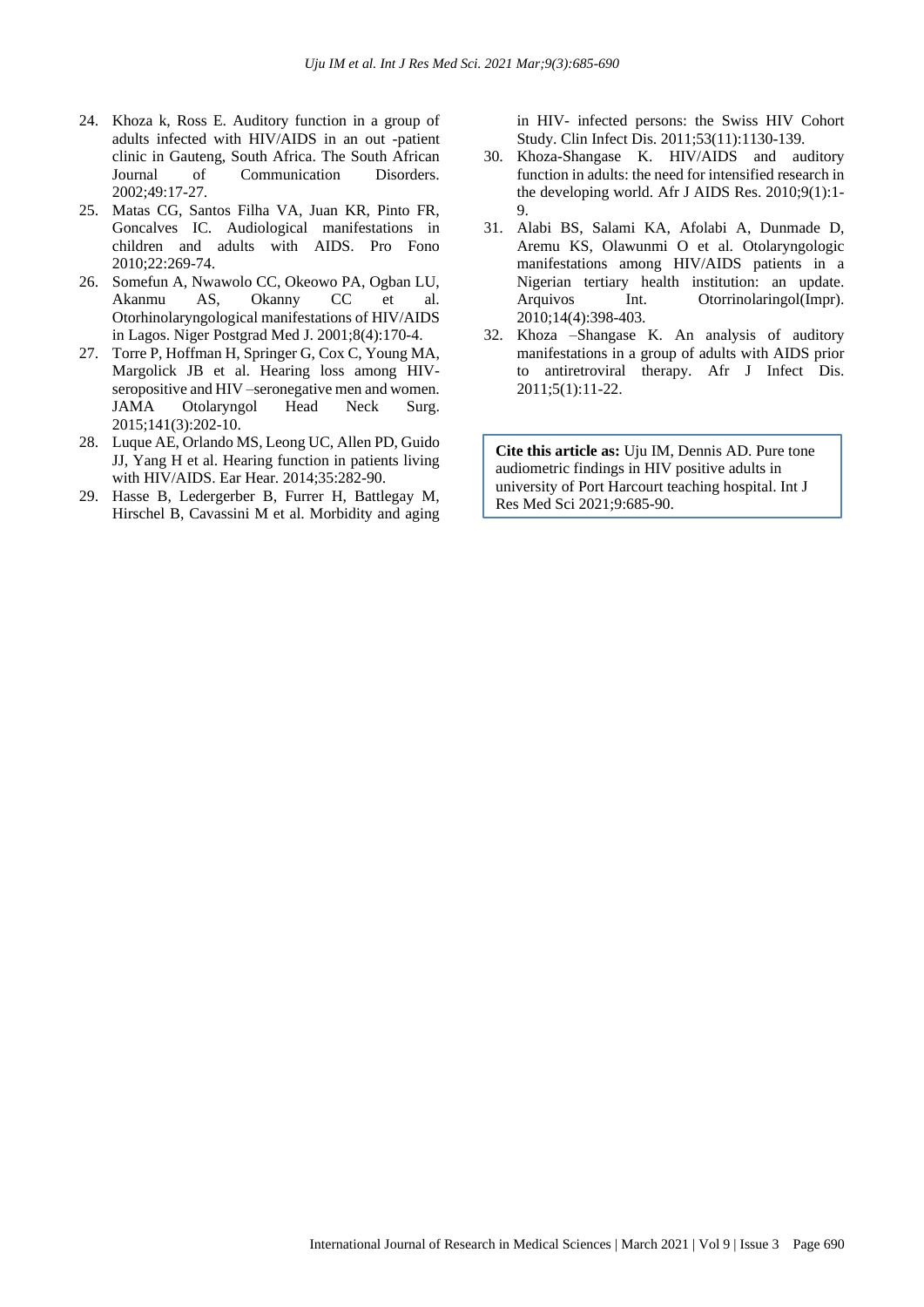24. Khoza k, Ross E. Auditory function in a group of adults infected with HIV/AIDS in an out -patient clinic in Gauteng, South Africa. The South African Journal of Communication Disorders. 2002;49:17-27.
25. Matas CG, Santos Filha VA, Juan KR, Pinto FR, Goncalves IC. Audiological manifestations in children and adults with AIDS. Pro Fono 2010;22:269-74.
26. Somefun A, Nwawolo CC, Okeowo PA, Ogban LU, Akanmu AS, Okanny CC et al. Otorhinolaryngological manifestations of HIV/AIDS in Lagos. Niger Postgrad Med J. 2001;8(4):170-4.
27. Torre P, Hoffman H, Springer G, Cox C, Young MA, Margolick JB et al. Hearing loss among HIV-seropositive and HIV –seronegative men and women. JAMA Otolaryngol Head Neck Surg. 2015;141(3):202-10.
28. Luque AE, Orlando MS, Leong UC, Allen PD, Guido JJ, Yang H et al. Hearing function in patients living with HIV/AIDS. Ear Hear. 2014;35:282-90.
29. Hasse B, Ledergerber B, Furrer H, Battlegay M, Hirschel B, Cavassini M et al. Morbidity and aging in HIV- infected persons: the Swiss HIV Cohort Study. Clin Infect Dis. 2011;53(11):1130-139.
30. Khoza-Shangase K. HIV/AIDS and auditory function in adults: the need for intensified research in the developing world. Afr J AIDS Res. 2010;9(1):1-9.
31. Alabi BS, Salami KA, Afolabi A, Dunmade D, Aremu KS, Olawunmi O et al. Otolaryngologic manifestations among HIV/AIDS patients in a Nigerian tertiary health institution: an update. Arquivos Int. Otorrinolaringol(Impr). 2010;14(4):398-403.
32. Khoza –Shangase K. An analysis of auditory manifestations in a group of adults with AIDS prior to antiretroviral therapy. Afr J Infect Dis. 2011;5(1):11-22.

**Cite this article as:** Uju IM, Dennis AD. Pure tone audiometric findings in HIV positive adults in university of Port Harcourt teaching hospital. Int J Res Med Sci 2021;9:685-90.